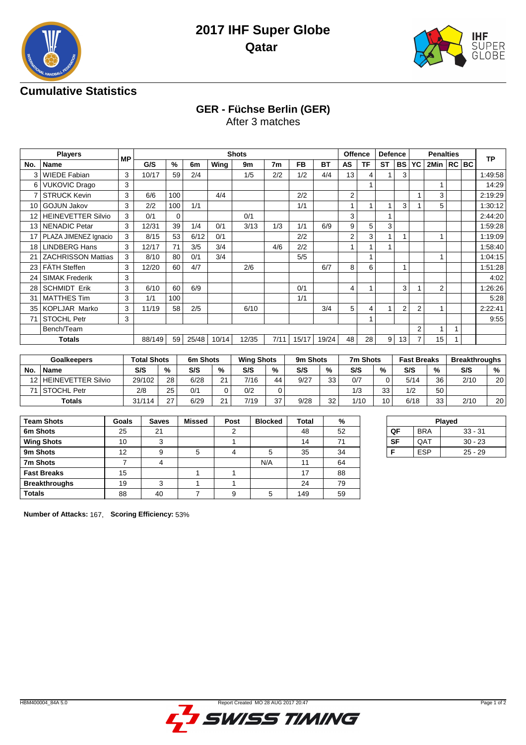# 2017 IHF Super Globe
## Qatar

## Cumulative Statistics

### GER - Füchse Berlin (GER)
After 3 matches

| Players | | MP | Shots | | | | | | | | Offence | | Defence | | Penalties | | | | TP |
|---|---|---|---|---|---|---|---|---|---|---|---|---|---|---|---|---|---|---|---|
| No. | Name | | G/S | % | 6m | Wing | 9m | 7m | FB | BT | AS | TF | ST | BS | YC | 2Min | RC | BC | |
| 3 | WIEDE Fabian | 3 | 10/17 | 59 | 2/4 | | 1/5 | 2/2 | 1/2 | 4/4 | 13 | 4 | 1 | 3 | | | | | 1:49:58 |
| 6 | VUKOVIC Drago | 3 | | | | | | | | | | 1 | | | | 1 | | | 14:29 |
| 7 | STRUCK Kevin | 3 | 6/6 | 100 | | 4/4 | | | 2/2 | | 2 | | | | 1 | 3 | | | 2:19:29 |
| 10 | GOJUN Jakov | 3 | 2/2 | 100 | 1/1 | | | | 1/1 | | 1 | 1 | 1 | 3 | 1 | 5 | | | 1:30:12 |
| 12 | HEINEVETTER Silvio | 3 | 0/1 | 0 | | | 0/1 | | | | 3 | | 1 | | | | | | 2:44:20 |
| 13 | NENADIC Petar | 3 | 12/31 | 39 | 1/4 | 0/1 | 3/13 | 1/3 | 1/1 | 6/9 | 9 | 5 | 3 | | | | | | 1:59:28 |
| 17 | PLAZA JIMENEZ Ignacio | 3 | 8/15 | 53 | 6/12 | 0/1 | | | 2/2 | | 2 | 3 | 1 | 1 | | 1 | | | 1:19:09 |
| 18 | LINDBERG Hans | 3 | 12/17 | 71 | 3/5 | 3/4 | | 4/6 | 2/2 | | 1 | 1 | 1 | | | | | | 1:58:40 |
| 21 | ZACHRISSON Mattias | 3 | 8/10 | 80 | 0/1 | 3/4 | | | 5/5 | | | 1 | | | | 1 | | | 1:04:15 |
| 23 | FÄTH Steffen | 3 | 12/20 | 60 | 4/7 | | 2/6 | | | 6/7 | 8 | 6 | | 1 | | | | | 1:51:28 |
| 24 | SIMAK Frederik | 3 | | | | | | | | | | | | | | | | | 4:02 |
| 28 | SCHMIDT Erik | 3 | 6/10 | 60 | 6/9 | | | | 0/1 | | 4 | 1 | | 3 | 1 | 2 | | | 1:26:26 |
| 31 | MATTHES Tim | 3 | 1/1 | 100 | | | | | 1/1 | | | | | | | | | | 5:28 |
| 35 | KOPLJAR Marko | 3 | 11/19 | 58 | 2/5 | | 6/10 | | | 3/4 | 5 | 4 | 1 | 2 | 2 | 1 | | | 2:22:41 |
| 71 | STOCHL Petr | 3 | | | | | | | | | | 1 | | | | | | | 9:55 |
| | Bench/Team | | | | | | | | | | | | | | 2 | 1 | 1 | | |
| | Totals | | 88/149 | 59 | 25/48 | 10/14 | 12/35 | 7/11 | 15/17 | 19/24 | 48 | 28 | 9 | 13 | 7 | 15 | 1 | | |

| Goalkeepers | | Total Shots | | 6m Shots | | Wing Shots | | 9m Shots | | 7m Shots | | Fast Breaks | | Breakthroughs | |
|---|---|---|---|---|---|---|---|---|---|---|---|---|---|---|---|
| No. | Name | S/S | % | S/S | % | S/S | % | S/S | % | S/S | % | S/S | % | S/S | % |
| 12 | HEINEVETTER Silvio | 29/102 | 28 | 6/28 | 21 | 7/16 | 44 | 9/27 | 33 | 0/7 | 0 | 5/14 | 36 | 2/10 | 20 |
| 71 | STOCHL Petr | 2/8 | 25 | 0/1 | 0 | 0/2 | 0 | | | 1/3 | 33 | 1/2 | 50 | | |
| | Totals | 31/114 | 27 | 6/29 | 21 | 7/19 | 37 | 9/28 | 32 | 1/10 | 10 | 6/18 | 33 | 2/10 | 20 |

| Team Shots | Goals | Saves | Missed | Post | Blocked | Total | % |
|---|---|---|---|---|---|---|---|
| 6m Shots | 25 | 21 | | 2 | | 48 | 52 |
| Wing Shots | 10 | 3 | | 1 | | 14 | 71 |
| 9m Shots | 12 | 9 | 5 | 4 | 5 | 35 | 34 |
| 7m Shots | 7 | 4 | | | N/A | 11 | 64 |
| Fast Breaks | 15 | | 1 | 1 | | 17 | 88 |
| Breakthroughs | 19 | 3 | 1 | 1 | | 24 | 79 |
| Totals | 88 | 40 | 7 | 9 | 5 | 149 | 59 |

| Played | | |
|---|---|---|
| QF | BRA | 33 - 31 |
| SF | QAT | 30 - 23 |
| F | ESP | 25 - 29 |

**Number of Attacks:** 167, **Scoring Efficiency:** 53%

HBM400004_84A 5.0 Report Created MO 28 AUG 2017 20:47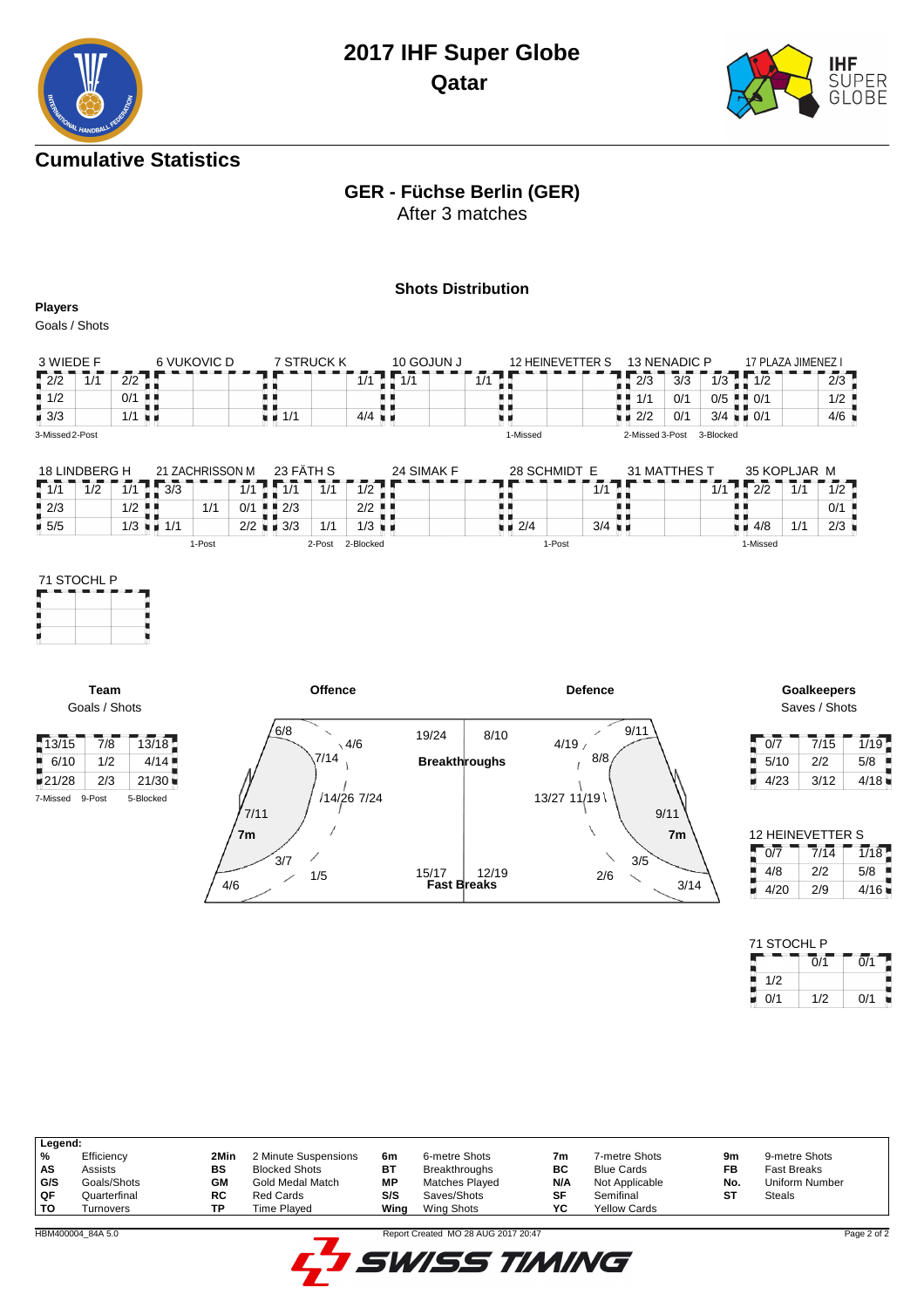# 2017 IHF Super Globe

## Qatar

## Cumulative Statistics

### GER - Füchse Berlin (GER)

After 3 matches

### Shots Distribution

**Players**

Goals / Shots

**3 WIEDE F**

| | | |
|---|---|---|
| 2/2 | 1/1 | 2/2 |
| 1/2 | | 0/1 |
| 3/3 | | 1/1 |

3-Missed 2-Post

**6 VUKOVIC D**

| | | |
|---|---|---|
| | | |
| | | |
| | | |

**7 STRUCK K**

| | | |
|---|---|---|
| | | 1/1 |
| | | |
| 1/1 | | 4/4 |

**10 GOJUN J**

| | | |
|---|---|---|
| 1/1 | | 1/1 |
| | | |
| | | |

**12 HEINEVETTER S**

| | | |
|---|---|---|
| | | |
| | | |
| | | |

1-Missed

**13 NENADIC P**

| | | |
|---|---|---|
| 2/3 | 3/3 | 1/3 |
| 1/1 | 0/1 | 0/5 |
| 2/2 | 0/1 | 3/4 |

2-Missed 3-Post 3-Blocked

**17 PLAZA JIMENEZ I**

| | | |
|---|---|---|
| 1/2 | | 2/3 |
| 0/1 | | 1/2 |
| 0/1 | | 4/6 |

**18 LINDBERG H**

| | | |
|---|---|---|
| 1/1 | 1/2 | 1/1 |
| 2/3 | | 1/2 |
| 5/5 | | 1/3 |

**21 ZACHRISSON M**

| | | |
|---|---|---|
| 3/3 | | 1/1 |
| | 1/1 | 0/1 |
| 1/1 | | 2/2 |

1-Post

**23 FÄTH S**

| | | |
|---|---|---|
| 1/1 | 1/1 | 1/2 |
| 2/3 | | 2/2 |
| 3/3 | 1/1 | 1/3 |

2-Post 2-Blocked

**24 SIMAK F**

| | | |
|---|---|---|
| | | |
| | | |
| | | |

**28 SCHMIDT E**

| | | |
|---|---|---|
| | | 1/1 |
| | | |
| 2/4 | | 3/4 |

1-Post

**31 MATTHES T**

| | | |
|---|---|---|
| | | 1/1 |
| | | |
| | | |

**35 KOPLJAR M**

| | | |
|---|---|---|
| 2/2 | 1/1 | 1/2 |
| | | 0/1 |
| 4/8 | 1/1 | 2/3 |

1-Missed

**71 STOCHL P**

| | | |
|---|---|---|
| | | |
| | | |
| | | |

**Team**

Goals / Shots

| | | |
|---|---|---|
| 13/15 | 7/8 | 13/18 |
| 6/10 | 1/2 | 4/14 |
| 21/28 | 2/3 | 21/30 |

7-Missed 9-Post 5-Blocked

**Offence**

6/8
4/6
7/14
7/11
/14/26 7/24
7m
3/7
1/5
4/6

19/24 8/10
Breakthroughs
15/17 12/19
Fast Breaks

**Defence**

9/11
4/19
8/8
13/27 11/19
9/11
7m
3/5
2/6
3/14

**Goalkeepers**

Saves / Shots

| | | |
|---|---|---|
| 0/7 | 7/15 | 1/19 |
| 5/10 | 2/2 | 5/8 |
| 4/23 | 3/12 | 4/18 |

**12 HEINEVETTER S**

| | | |
|---|---|---|
| 0/7 | 7/14 | 1/18 |
| 4/8 | 2/2 | 5/8 |
| 4/20 | 2/9 | 4/16 |

**71 STOCHL P**

| | | |
|---|---|---|
| | 0/1 | 0/1 |
| 1/2 | | |
| 0/1 | 1/2 | 0/1 |

**Legend:**

| | | | | | | | | | |
|---|---|---|---|---|---|---|---|---|---|
| % | Efficiency | 2Min | 2 Minute Suspensions | 6m | 6-metre Shots | 7m | 7-metre Shots | 9m | 9-metre Shots |
| AS | Assists | BS | Blocked Shots | BT | Breakthroughs | BC | Blue Cards | FB | Fast Breaks |
| G/S | Goals/Shots | GM | Gold Medal Match | MP | Matches Played | N/A | Not Applicable | No. | Uniform Number |
| QF | Quarterfinal | RC | Red Cards | S/S | Saves/Shots | SF | Semifinal | ST | Steals |
| TO | Turnovers | TP | Time Played | Wing | Wing Shots | YC | Yellow Cards | | |

HBM400004_84A 5.0 Report Created MO 28 AUG 2017 20:47